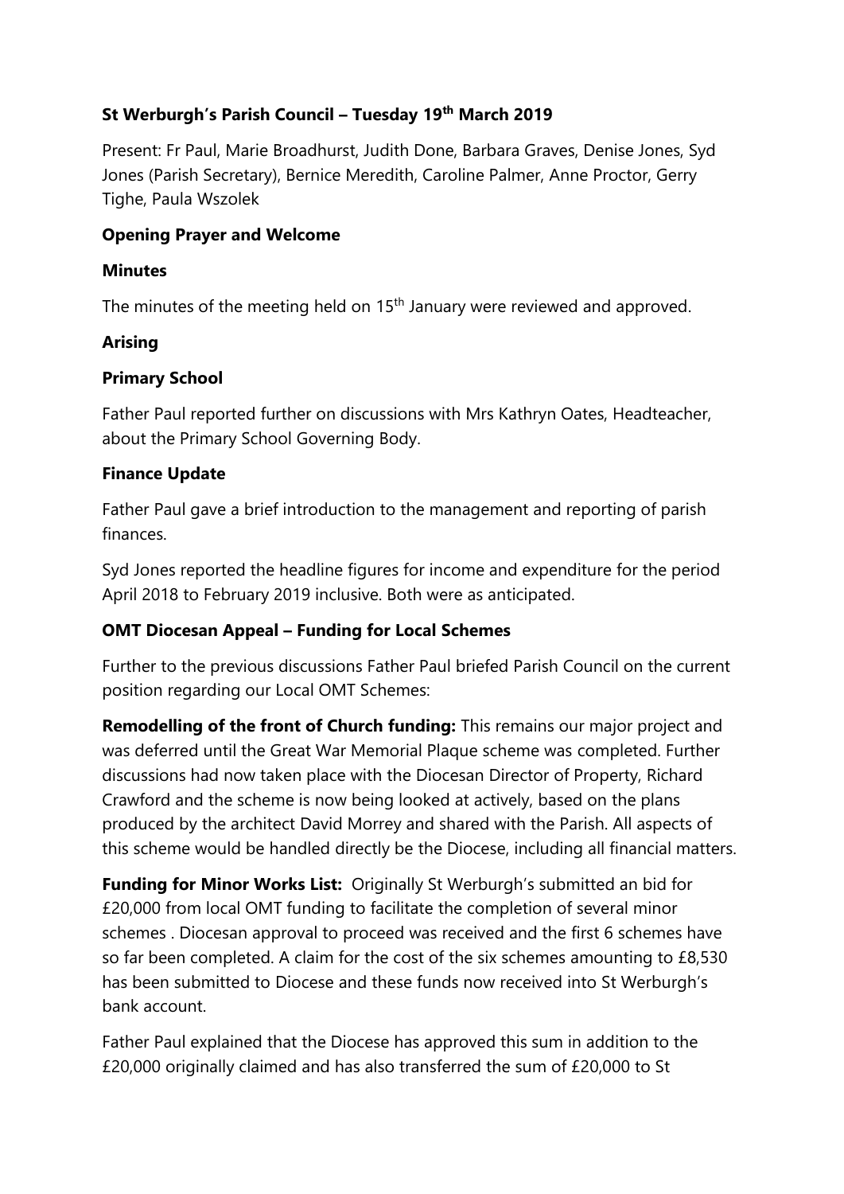**St Werburgh's Parish Council – Tuesday 19th March 2019**

Present: Fr Paul, Marie Broadhurst, Judith Done, Barbara Graves, Denise Jones, Syd Jones (Parish Secretary), Bernice Meredith, Caroline Palmer, Anne Proctor, Gerry Tighe, Paula Wszolek

**Opening Prayer and Welcome**

**Minutes**

The minutes of the meeting held on 15th January were reviewed and approved.

**Arising**

**Primary School**

Father Paul reported further on discussions with Mrs Kathryn Oates, Headteacher, about the Primary School Governing Body.

**Finance Update**

Father Paul gave a brief introduction to the management and reporting of parish finances.

Syd Jones reported the headline figures for income and expenditure for the period April 2018 to February 2019 inclusive. Both were as anticipated.

**OMT Diocesan Appeal – Funding for Local Schemes**

Further to the previous discussions Father Paul briefed Parish Council on the current position regarding our Local OMT Schemes:

**Remodelling of the front of Church funding:** This remains our major project and was deferred until the Great War Memorial Plaque scheme was completed. Further discussions had now taken place with the Diocesan Director of Property, Richard Crawford and the scheme is now being looked at actively, based on the plans produced by the architect David Morrey and shared with the Parish. All aspects of this scheme would be handled directly be the Diocese, including all financial matters.

**Funding for Minor Works List:** Originally St Werburgh's submitted an bid for £20,000 from local OMT funding to facilitate the completion of several minor schemes . Diocesan approval to proceed was received and the first 6 schemes have so far been completed. A claim for the cost of the six schemes amounting to £8,530 has been submitted to Diocese and these funds now received into St Werburgh's bank account.

Father Paul explained that the Diocese has approved this sum in addition to the £20,000 originally claimed and has also transferred the sum of £20,000 to St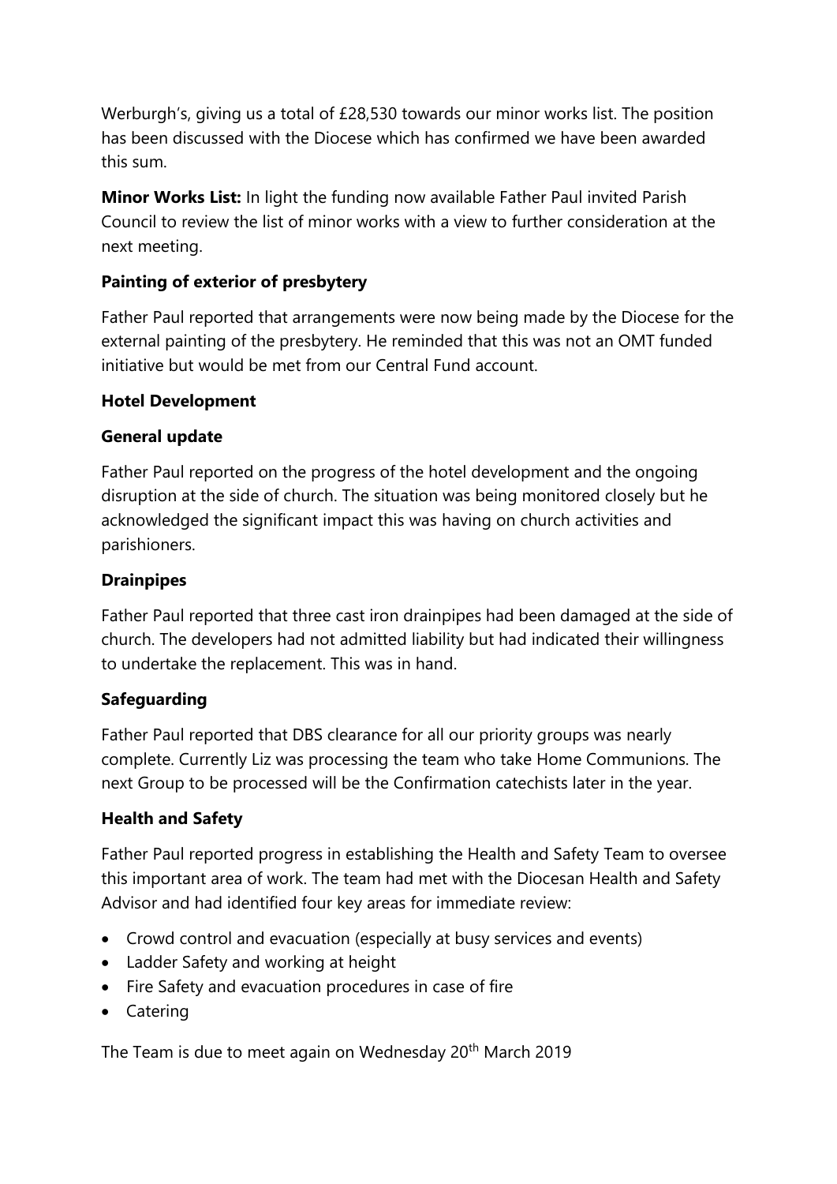Werburgh's, giving us a total of £28,530 towards our minor works list. The position has been discussed with the Diocese which has confirmed we have been awarded this sum.

**Minor Works List:** In light the funding now available Father Paul invited Parish Council to review the list of minor works with a view to further consideration at the next meeting.

**Painting of exterior of presbytery**

Father Paul reported that arrangements were now being made by the Diocese for the external painting of the presbytery. He reminded that this was not an OMT funded initiative but would be met from our Central Fund account.

**Hotel Development**

**General update**

Father Paul reported on the progress of the hotel development and the ongoing disruption at the side of church. The situation was being monitored closely but he acknowledged the significant impact this was having on church activities and parishioners.

**Drainpipes**

Father Paul reported that three cast iron drainpipes had been damaged at the side of church. The developers had not admitted liability but had indicated their willingness to undertake the replacement. This was in hand.

**Safeguarding**

Father Paul reported that DBS clearance for all our priority groups was nearly complete. Currently Liz was processing the team who take Home Communions. The next Group to be processed will be the Confirmation catechists later in the year.

**Health and Safety**

Father Paul reported progress in establishing the Health and Safety Team to oversee this important area of work. The team had met with the Diocesan Health and Safety Advisor and had identified four key areas for immediate review:

- Crowd control and evacuation (especially at busy services and events)
- Ladder Safety and working at height
- Fire Safety and evacuation procedures in case of fire
- Catering

The Team is due to meet again on Wednesday 20th March 2019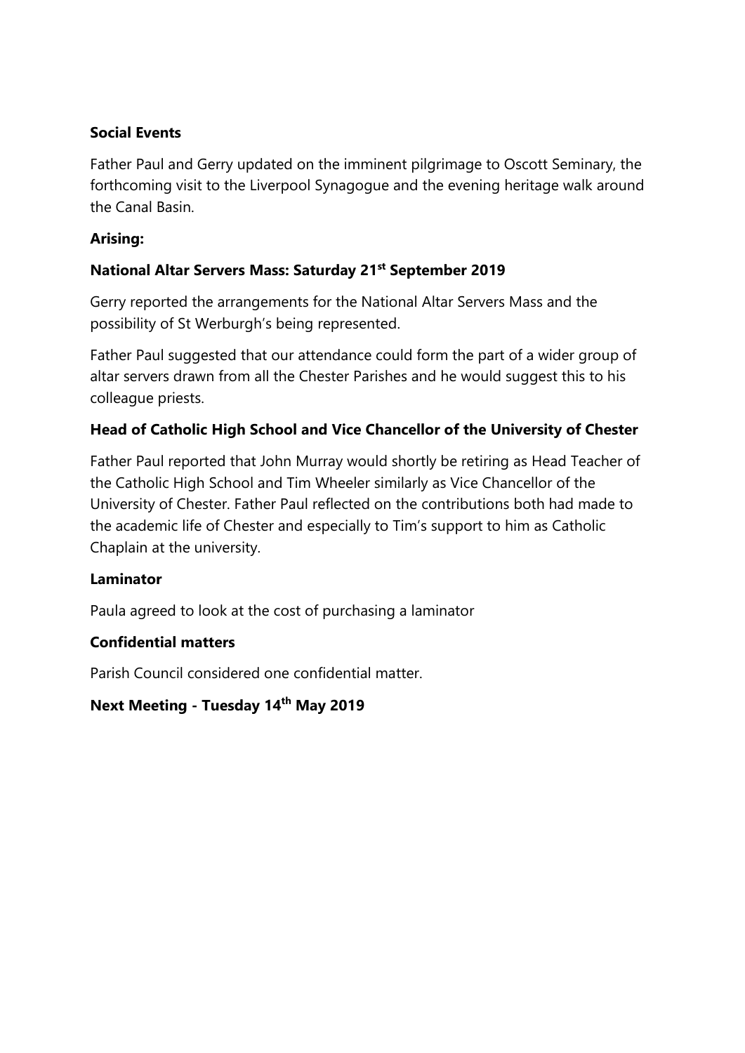**Social Events**

Father Paul and Gerry updated on the imminent pilgrimage to Oscott Seminary, the forthcoming visit to the Liverpool Synagogue and the evening heritage walk around the Canal Basin.

**Arising:**

**National Altar Servers Mass: Saturday 21st September 2019**

Gerry reported the arrangements for the National Altar Servers Mass and the possibility of St Werburgh's being represented.

Father Paul suggested that our attendance could form the part of a wider group of altar servers drawn from all the Chester Parishes and he would suggest this to his colleague priests.

**Head of Catholic High School and Vice Chancellor of the University of Chester**

Father Paul reported that John Murray would shortly be retiring as Head Teacher of the Catholic High School and Tim Wheeler similarly as Vice Chancellor of the University of Chester. Father Paul reflected on the contributions both had made to the academic life of Chester and especially to Tim's support to him as Catholic Chaplain at the university.

**Laminator**

Paula agreed to look at the cost of purchasing a laminator

**Confidential matters**

Parish Council considered one confidential matter.

**Next Meeting - Tuesday 14th May 2019**